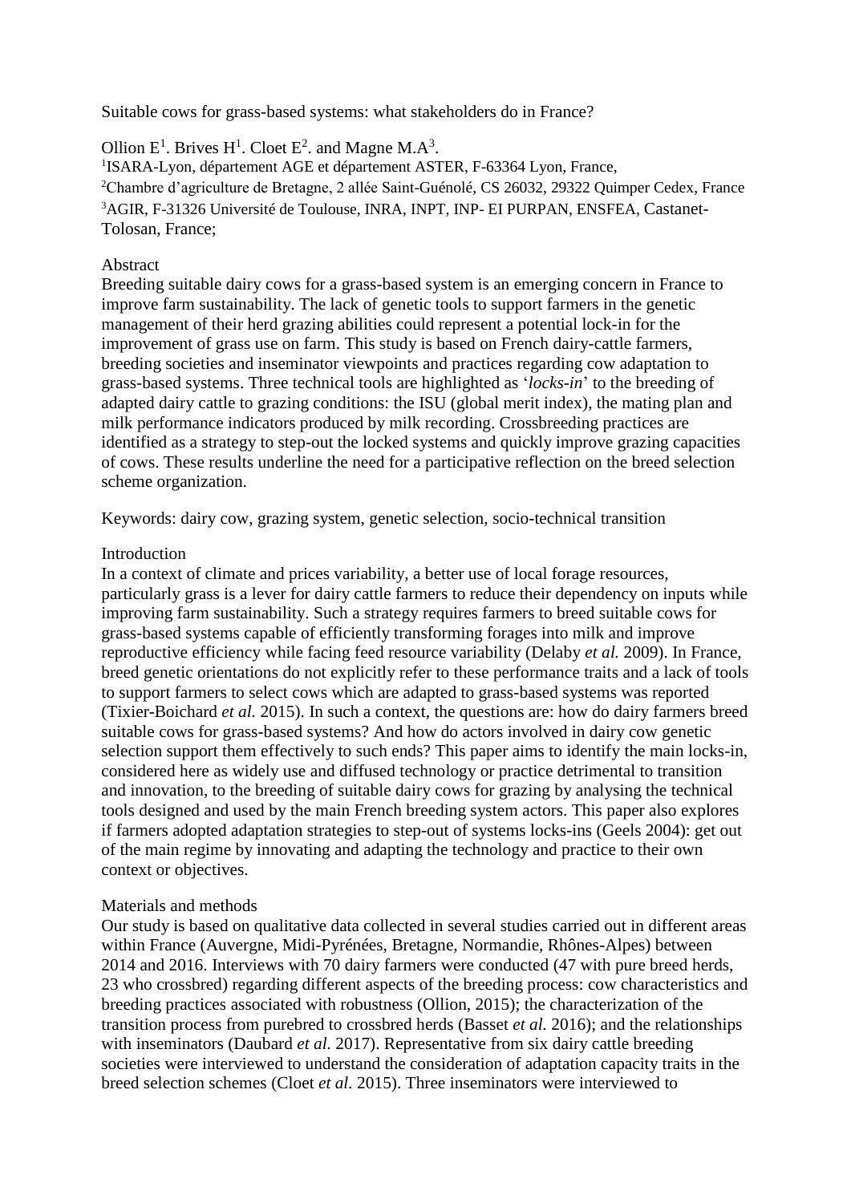# Suitable cows for grass-based systems: what stakeholders do in France?

Ollion E[1]. Brives H[1]. Cloet E[2]. and Magne M.A[3].

[1]ISARA-Lyon, département AGE et département ASTER, F-63364 Lyon, France,

[2]Chambre d'agriculture de Bretagne, 2 allée Saint-Guénolé, CS 26032, 29322 Quimper Cedex, France

[3]AGIR, F-31326 Université de Toulouse, INRA, INPT, INP- EI PURPAN, ENSFEA, Castanet-Tolosan, France;

## Abstract

Breeding suitable dairy cows for a grass-based system is an emerging concern in France to improve farm sustainability. The lack of genetic tools to support farmers in the genetic management of their herd grazing abilities could represent a potential lock-in for the improvement of grass use on farm. This study is based on French dairy-cattle farmers, breeding societies and inseminator viewpoints and practices regarding cow adaptation to grass-based systems. Three technical tools are highlighted as '*locks-in*' to the breeding of adapted dairy cattle to grazing conditions: the ISU (global merit index), the mating plan and milk performance indicators produced by milk recording. Crossbreeding practices are identified as a strategy to step-out the locked systems and quickly improve grazing capacities of cows. These results underline the need for a participative reflection on the breed selection scheme organization.

Keywords: dairy cow, grazing system, genetic selection, socio-technical transition

## Introduction

In a context of climate and prices variability, a better use of local forage resources, particularly grass is a lever for dairy cattle farmers to reduce their dependency on inputs while improving farm sustainability. Such a strategy requires farmers to breed suitable cows for grass-based systems capable of efficiently transforming forages into milk and improve reproductive efficiency while facing feed resource variability (Delaby *et al.* 2009). In France, breed genetic orientations do not explicitly refer to these performance traits and a lack of tools to support farmers to select cows which are adapted to grass-based systems was reported (Tixier-Boichard *et al.* 2015). In such a context, the questions are: how do dairy farmers breed suitable cows for grass-based systems? And how do actors involved in dairy cow genetic selection support them effectively to such ends? This paper aims to identify the main locks-in, considered here as widely use and diffused technology or practice detrimental to transition and innovation, to the breeding of suitable dairy cows for grazing by analysing the technical tools designed and used by the main French breeding system actors. This paper also explores if farmers adopted adaptation strategies to step-out of systems locks-ins (Geels 2004): get out of the main regime by innovating and adapting the technology and practice to their own context or objectives.

## Materials and methods

Our study is based on qualitative data collected in several studies carried out in different areas within France (Auvergne, Midi-Pyrénées, Bretagne, Normandie, Rhônes-Alpes) between 2014 and 2016. Interviews with 70 dairy farmers were conducted (47 with pure breed herds, 23 who crossbred) regarding different aspects of the breeding process: cow characteristics and breeding practices associated with robustness (Ollion, 2015); the characterization of the transition process from purebred to crossbred herds (Basset *et al.* 2016); and the relationships with inseminators (Daubard *et al.* 2017). Representative from six dairy cattle breeding societies were interviewed to understand the consideration of adaptation capacity traits in the breed selection schemes (Cloet *et al.* 2015). Three inseminators were interviewed to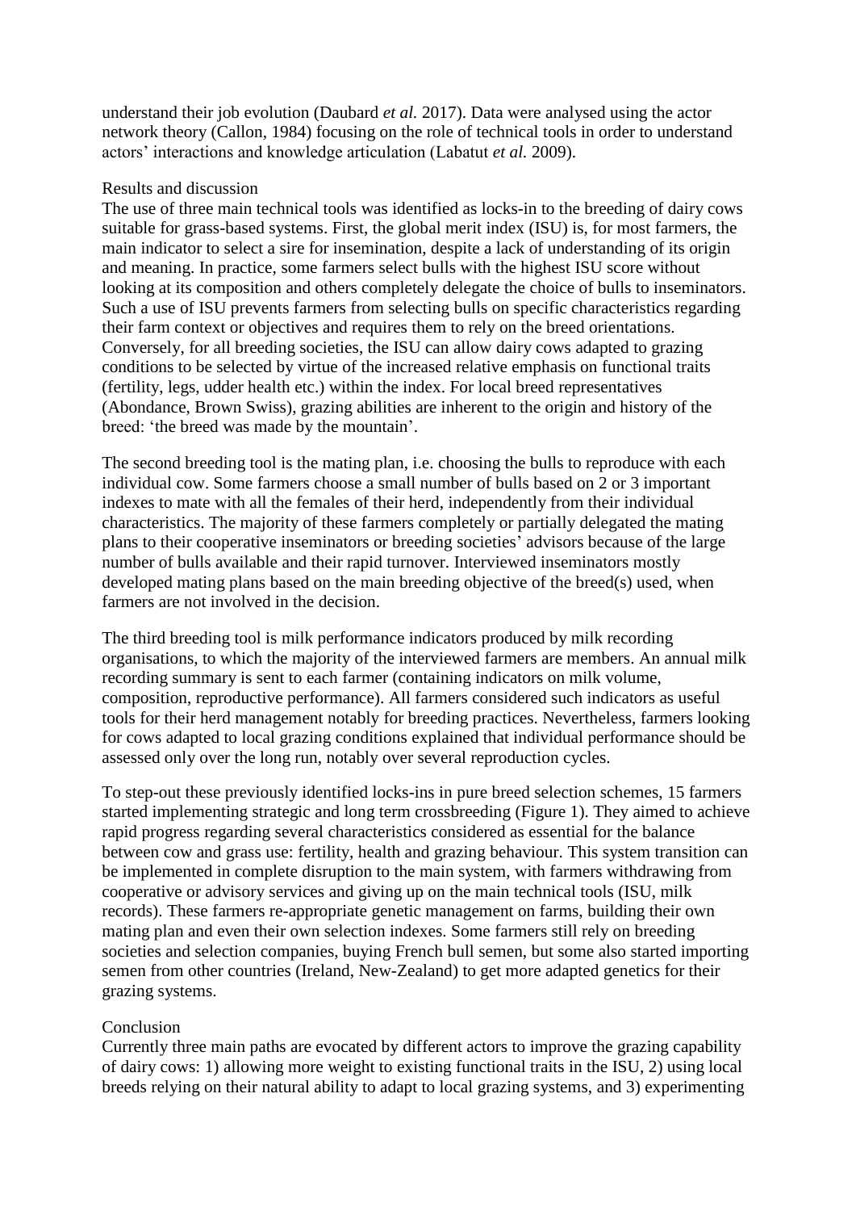understand their job evolution (Daubard *et al.* 2017). Data were analysed using the actor network theory (Callon, 1984) focusing on the role of technical tools in order to understand actors' interactions and knowledge articulation (Labatut *et al.* 2009).

## Results and discussion

The use of three main technical tools was identified as locks-in to the breeding of dairy cows suitable for grass-based systems. First, the global merit index (ISU) is, for most farmers, the main indicator to select a sire for insemination, despite a lack of understanding of its origin and meaning. In practice, some farmers select bulls with the highest ISU score without looking at its composition and others completely delegate the choice of bulls to inseminators. Such a use of ISU prevents farmers from selecting bulls on specific characteristics regarding their farm context or objectives and requires them to rely on the breed orientations. Conversely, for all breeding societies, the ISU can allow dairy cows adapted to grazing conditions to be selected by virtue of the increased relative emphasis on functional traits (fertility, legs, udder health etc.) within the index. For local breed representatives (Abondance, Brown Swiss), grazing abilities are inherent to the origin and history of the breed: 'the breed was made by the mountain'.

The second breeding tool is the mating plan, i.e. choosing the bulls to reproduce with each individual cow. Some farmers choose a small number of bulls based on 2 or 3 important indexes to mate with all the females of their herd, independently from their individual characteristics. The majority of these farmers completely or partially delegated the mating plans to their cooperative inseminators or breeding societies' advisors because of the large number of bulls available and their rapid turnover. Interviewed inseminators mostly developed mating plans based on the main breeding objective of the breed(s) used, when farmers are not involved in the decision.

The third breeding tool is milk performance indicators produced by milk recording organisations, to which the majority of the interviewed farmers are members. An annual milk recording summary is sent to each farmer (containing indicators on milk volume, composition, reproductive performance). All farmers considered such indicators as useful tools for their herd management notably for breeding practices. Nevertheless, farmers looking for cows adapted to local grazing conditions explained that individual performance should be assessed only over the long run, notably over several reproduction cycles.

To step-out these previously identified locks-ins in pure breed selection schemes, 15 farmers started implementing strategic and long term crossbreeding (Figure 1). They aimed to achieve rapid progress regarding several characteristics considered as essential for the balance between cow and grass use: fertility, health and grazing behaviour. This system transition can be implemented in complete disruption to the main system, with farmers withdrawing from cooperative or advisory services and giving up on the main technical tools (ISU, milk records). These farmers re-appropriate genetic management on farms, building their own mating plan and even their own selection indexes. Some farmers still rely on breeding societies and selection companies, buying French bull semen, but some also started importing semen from other countries (Ireland, New-Zealand) to get more adapted genetics for their grazing systems.

## Conclusion

Currently three main paths are evocated by different actors to improve the grazing capability of dairy cows: 1) allowing more weight to existing functional traits in the ISU, 2) using local breeds relying on their natural ability to adapt to local grazing systems, and 3) experimenting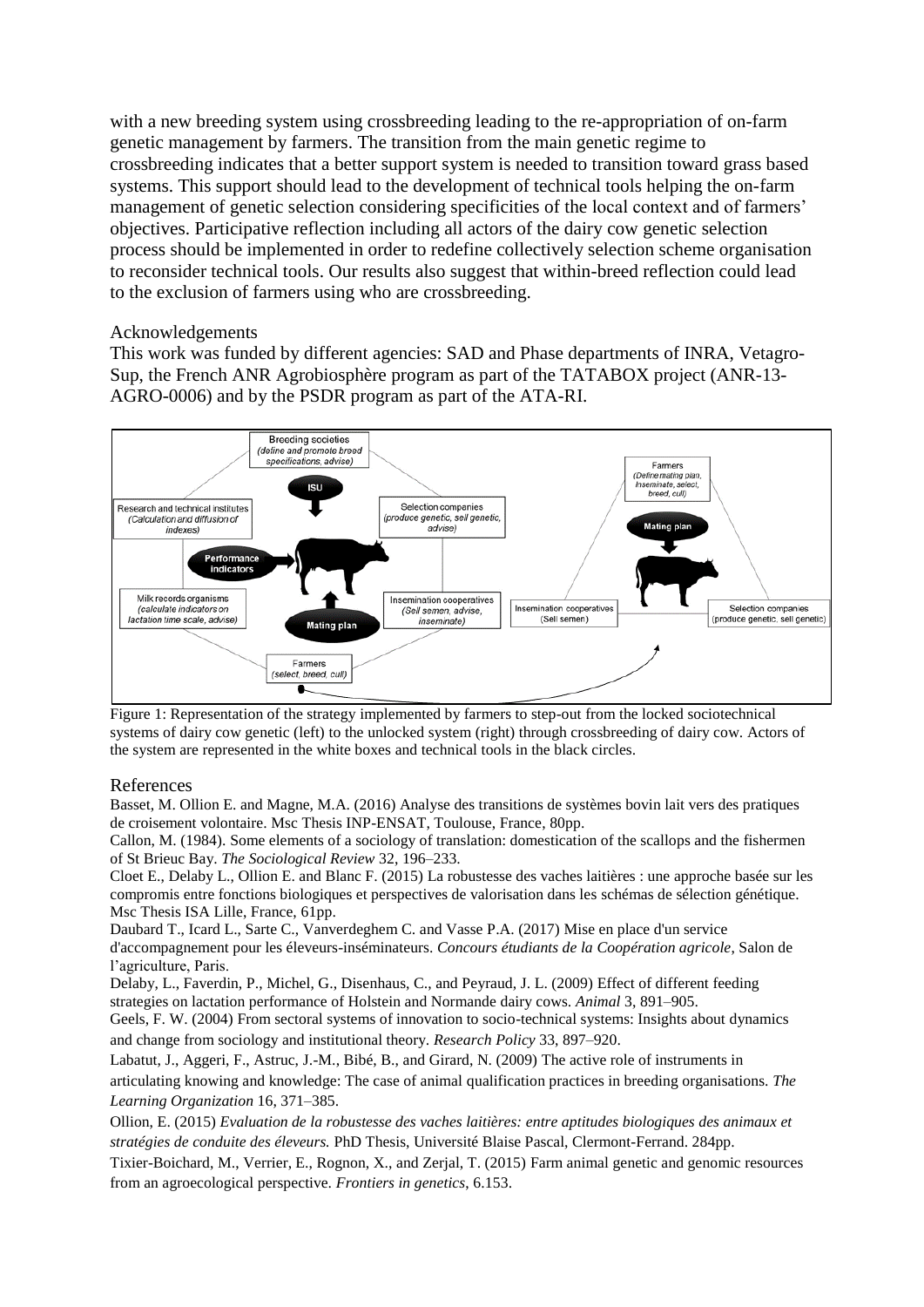with a new breeding system using crossbreeding leading to the re-appropriation of on-farm genetic management by farmers. The transition from the main genetic regime to crossbreeding indicates that a better support system is needed to transition toward grass based systems. This support should lead to the development of technical tools helping the on-farm management of genetic selection considering specificities of the local context and of farmers' objectives. Participative reflection including all actors of the dairy cow genetic selection process should be implemented in order to redefine collectively selection scheme organisation to reconsider technical tools. Our results also suggest that within-breed reflection could lead to the exclusion of farmers using who are crossbreeding.

## Acknowledgements

This work was funded by different agencies: SAD and Phase departments of INRA, Vetagro-Sup, the French ANR Agrobiosphère program as part of the TATABOX project (ANR-13-AGRO-0006) and by the PSDR program as part of the ATA-RI.

Breeding societies (define and promote breed specifications, advise)

ISU

Research and technical institutes (Calculation and diffusion of indexes)

Selection companies (produce genetic, sell genetic, advise)

Performance indicators

Milk records organisms (calculate indicators on lactation time scale, advise)

Insemination cooperatives (Sell semen, advise, inseminate)

Mating plan

Farmers (select, breed, cull)

Farmers (Define mating plan, inseminate, select, breed, cull)

Mating plan

Insemination cooperatives (Sell semen)

Selection companies (produce genetic, sell genetic)

Figure 1: Representation of the strategy implemented by farmers to step-out from the locked sociotechnical systems of dairy cow genetic (left) to the unlocked system (right) through crossbreeding of dairy cow. Actors of the system are represented in the white boxes and technical tools in the black circles.

## References

Basset, M. Ollion E. and Magne, M.A. (2016) Analyse des transitions de systèmes bovin lait vers des pratiques de croisement volontaire. Msc Thesis INP-ENSAT, Toulouse, France, 80pp.

Callon, M. (1984). Some elements of a sociology of translation: domestication of the scallops and the fishermen of St Brieuc Bay. *The Sociological Review* 32, 196–233.

Cloet E., Delaby L., Ollion E. and Blanc F. (2015) La robustesse des vaches laitières : une approche basée sur les compromis entre fonctions biologiques et perspectives de valorisation dans les schémas de sélection génétique. Msc Thesis ISA Lille, France, 61pp.

Daubard T., Icard L., Sarte C., Vanverdeghem C. and Vasse P.A. (2017) Mise en place d'un service d'accompagnement pour les éleveurs-inséminateurs. *Concours étudiants de la Coopération agricole*, Salon de l'agriculture, Paris.

Delaby, L., Faverdin, P., Michel, G., Disenhaus, C., and Peyraud, J. L. (2009) Effect of different feeding strategies on lactation performance of Holstein and Normande dairy cows. *Animal* 3, 891–905.

Geels, F. W. (2004) From sectoral systems of innovation to socio-technical systems: Insights about dynamics and change from sociology and institutional theory. *Research Policy* 33, 897–920.

Labatut, J., Aggeri, F., Astruc, J.-M., Bibé, B., and Girard, N. (2009) The active role of instruments in articulating knowing and knowledge: The case of animal qualification practices in breeding organisations. *The Learning Organization* 16, 371–385.

Ollion, E. (2015) *Evaluation de la robustesse des vaches laitières: entre aptitudes biologiques des animaux et stratégies de conduite des éleveurs.* PhD Thesis, Université Blaise Pascal, Clermont-Ferrand. 284pp.

Tixier-Boichard, M., Verrier, E., Rognon, X., and Zerjal, T. (2015) Farm animal genetic and genomic resources from an agroecological perspective. *Frontiers in genetics*, 6.153.